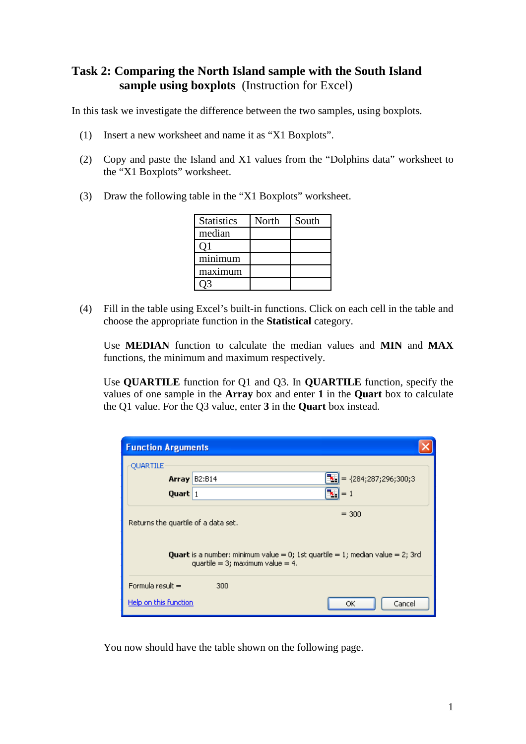# Task 2: Comparing the North Island sample with the South Island sample using boxplots (Instruction for Excel)

In this task we investigate the difference between the two samples, using boxplots.

(1) Insert a new worksheet and name it as “X1 Boxplots”.

(2) Copy and paste the Island and X1 values from the “Dolphins data” worksheet to the “X1 Boxplots” worksheet.

(3) Draw the following table in the “X1 Boxplots” worksheet.

| Statistics | North | South |
| --- | --- | --- |
| median | | |
| Q1 | | |
| minimum | | |
| maximum | | |
| Q3 | | |

(4) Fill in the table using Excel’s built-in functions. Click on each cell in the table and choose the appropriate function in the **Statistical** category.

Use **MEDIAN** function to calculate the median values and **MIN** and **MAX** functions, the minimum and maximum respectively.

Use **QUARTILE** function for Q1 and Q3. In **QUARTILE** function, specify the values of one sample in the **Array** box and enter **1** in the **Quart** box to calculate the Q1 value. For the Q3 value, enter **3** in the **Quart** box instead.

**Function Arguments**

QUARTILE

**Array** B2:B14 = {284;287;296;300;3

**Quart** 1 = 1

= 300

Returns the quartile of a data set.

**Quart** is a number: minimum value = 0; 1st quartile = 1; median value = 2; 3rd quartile = 3; maximum value = 4.

Formula result = 300

Help on this function

OK Cancel

You now should have the table shown on the following page.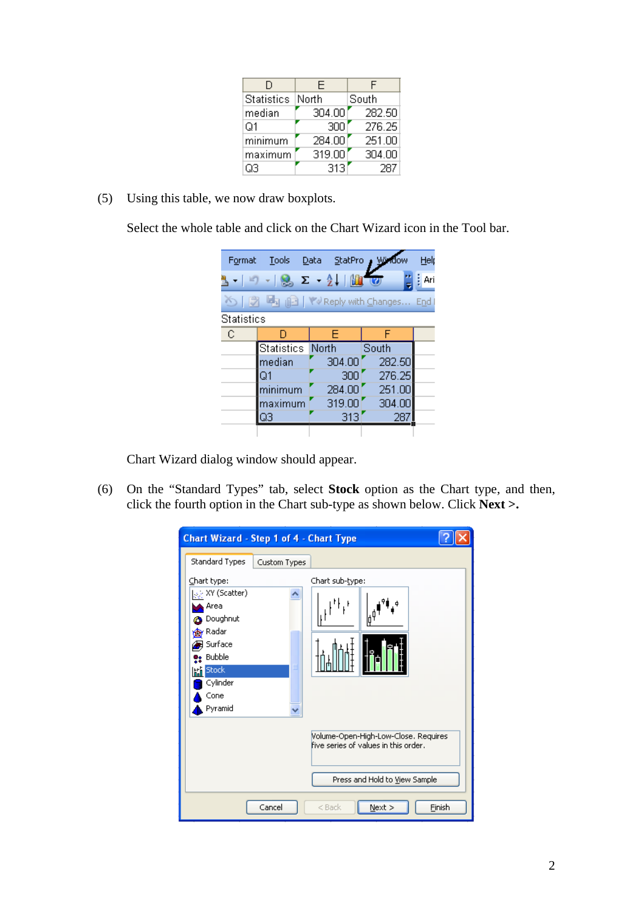| D | E | F |
|---|---|---|
| Statistics | North | South |
| median | 304.00 | 282.50 |
| Q1 | 300 | 276.25 |
| minimum | 284.00 | 251.00 |
| maximum | 319.00 | 304.00 |
| Q3 | 313 | 287 |

(5) Using this table, we now draw boxplots.

Select the whole table and click on the Chart Wizard icon in the Tool bar.

Chart Wizard dialog window should appear.

(6) On the "Standard Types" tab, select **Stock** option as the Chart type, and then, click the fourth option in the Chart sub-type as shown below. Click **Next >.**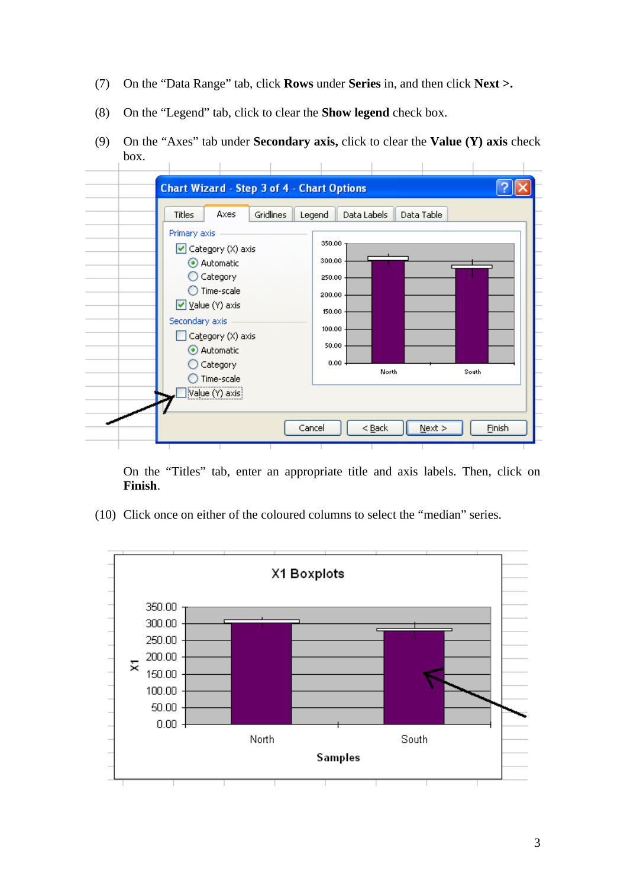(7) On the "Data Range" tab, click **Rows** under **Series** in, and then click **Next >.**

(8) On the "Legend" tab, click to clear the **Show legend** check box.

(9) On the "Axes" tab under **Secondary axis,** click to clear the **Value (Y) axis** check box.

On the "Titles" tab, enter an appropriate title and axis labels. Then, click on **Finish**.

(10) Click once on either of the coloured columns to select the "median" series.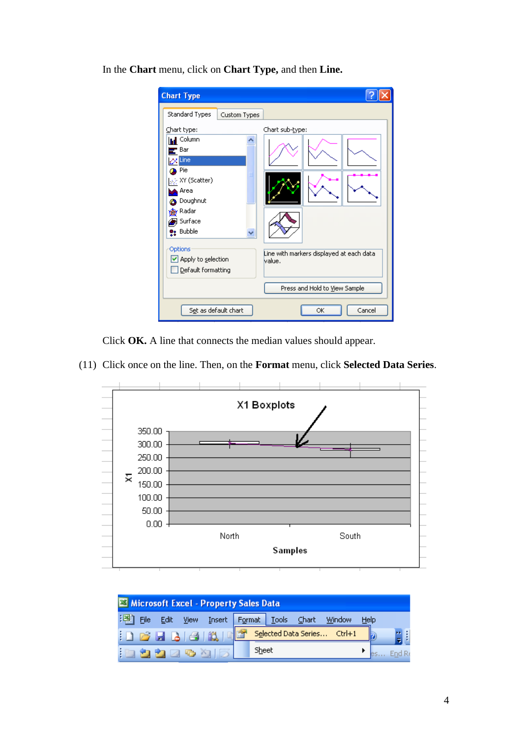In the **Chart** menu, click on **Chart Type,** and then **Line.**

Click **OK.** A line that connects the median values should appear.

(11) Click once on the line. Then, on the **Format** menu, click **Selected Data Series**.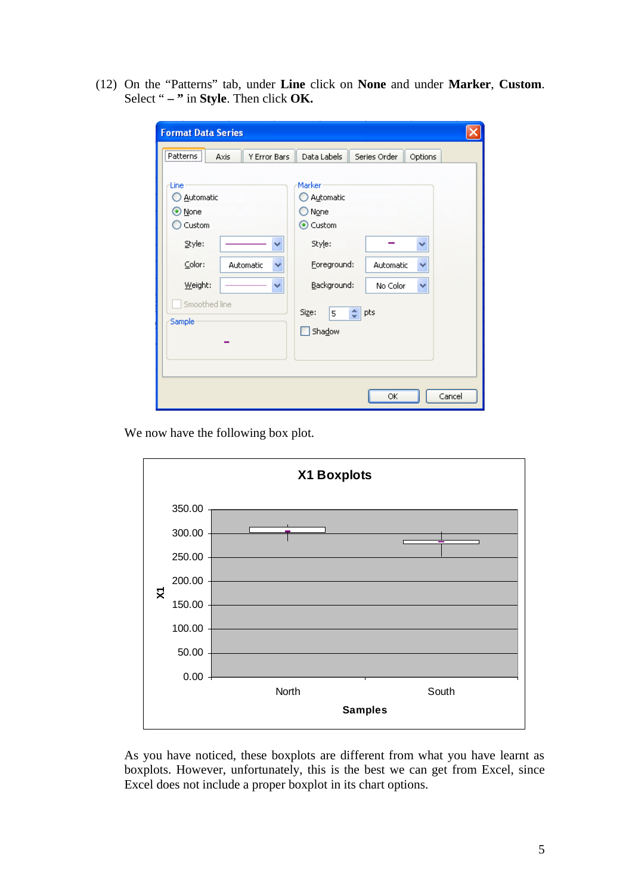(12) On the "Patterns" tab, under **Line** click on **None** and under **Marker**, **Custom**. Select " **–** " in **Style**. Then click **OK.**

We now have the following box plot.

As you have noticed, these boxplots are different from what you have learnt as boxplots. However, unfortunately, this is the best we can get from Excel, since Excel does not include a proper boxplot in its chart options.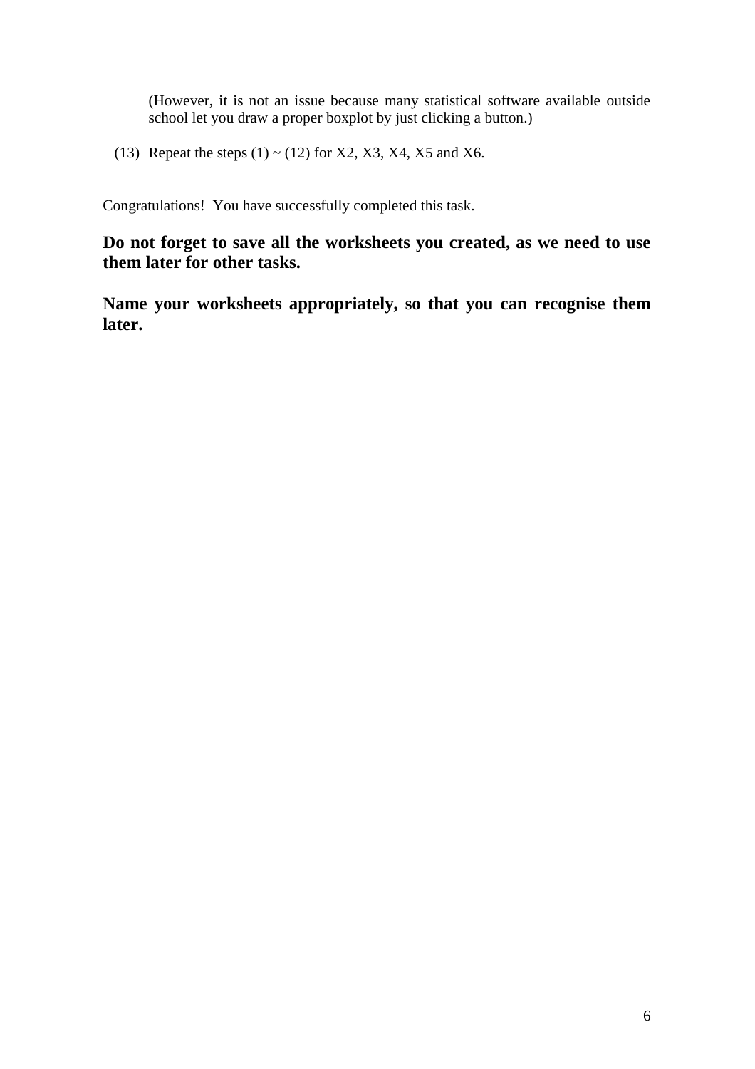(However, it is not an issue because many statistical software available outside school let you draw a proper boxplot by just clicking a button.)

(13) Repeat the steps (1) ~ (12) for X2, X3, X4, X5 and X6.

Congratulations! You have successfully completed this task.

**Do not forget to save all the worksheets you created, as we need to use them later for other tasks.**

**Name your worksheets appropriately, so that you can recognise them later.**